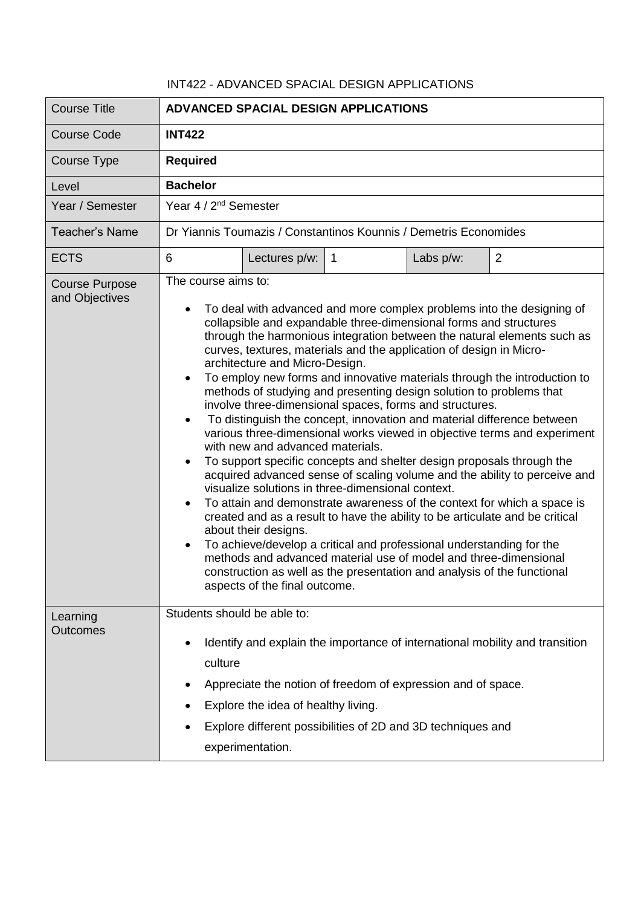INT422 - ADVANCED SPACIAL DESIGN APPLICATIONS

| Course Title | **ADVANCED SPACIAL DESIGN APPLICATIONS** | | | | |
|---|---|---|---|---|---|
| Course Code | **INT422** | | | | |
| Course Type | **Required** | | | | |
| Level | **Bachelor** | | | | |
| Year / Semester | Year 4 / 2nd Semester | | | | |
| Teacher's Name | Dr Yiannis Toumazis / Constantinos Kounnis / Demetris Economides | | | | |
| ECTS | 6 | Lectures p/w: | 1 | Labs p/w: | 2 |
| Course Purpose and Objectives | The course aims to:<br>• To deal with advanced and more complex problems into the designing of collapsible and expandable three-dimensional forms and structures through the harmonious integration between the natural elements such as curves, textures, materials and the application of design in Micro-architecture and Micro-Design.<br>• To employ new forms and innovative materials through the introduction to methods of studying and presenting design solution to problems that involve three-dimensional spaces, forms and structures.<br>• To distinguish the concept, innovation and material difference between various three-dimensional works viewed in objective terms and experiment with new and advanced materials.<br>• To support specific concepts and shelter design proposals through the acquired advanced sense of scaling volume and the ability to perceive and visualize solutions in three-dimensional context.<br>• To attain and demonstrate awareness of the context for which a space is created and as a result to have the ability to be articulate and be critical about their designs.<br>• To achieve/develop a critical and professional understanding for the methods and advanced material use of model and three-dimensional construction as well as the presentation and analysis of the functional aspects of the final outcome. | | | | |
| Learning Outcomes | Students should be able to:<br>• Identify and explain the importance of international mobility and transition culture<br>• Appreciate the notion of freedom of expression and of space.<br>• Explore the idea of healthy living.<br>• Explore different possibilities of 2D and 3D techniques and experimentation. | | | | |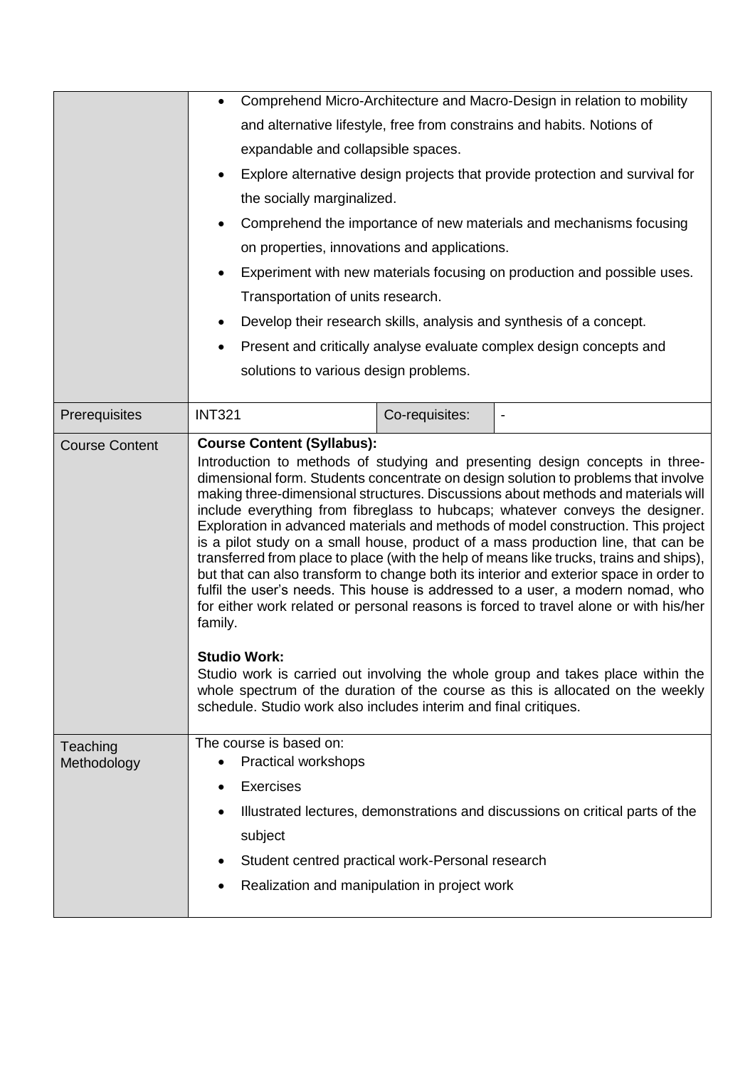| | | | |
|---|---|---|---|
| | • Comprehend Micro-Architecture and Macro-Design in relation to mobility and alternative lifestyle, free from constrains and habits. Notions of expandable and collapsible spaces.<br>• Explore alternative design projects that provide protection and survival for the socially marginalized.<br>• Comprehend the importance of new materials and mechanisms focusing on properties, innovations and applications.<br>• Experiment with new materials focusing on production and possible uses. Transportation of units research.<br>• Develop their research skills, analysis and synthesis of a concept.<br>• Present and critically analyse evaluate complex design concepts and solutions to various design problems. | | |
| Prerequisites | INT321 | Co-requisites: | - |
| Course Content | **Course Content (Syllabus):**<br>Introduction to methods of studying and presenting design concepts in three-dimensional form. Students concentrate on design solution to problems that involve making three-dimensional structures. Discussions about methods and materials will include everything from fibreglass to hubcaps; whatever conveys the designer. Exploration in advanced materials and methods of model construction. This project is a pilot study on a small house, product of a mass production line, that can be transferred from place to place (with the help of means like trucks, trains and ships), but that can also transform to change both its interior and exterior space in order to fulfil the user's needs. This house is addressed to a user, a modern nomad, who for either work related or personal reasons is forced to travel alone or with his/her family.<br><br>**Studio Work:**<br>Studio work is carried out involving the whole group and takes place within the whole spectrum of the duration of the course as this is allocated on the weekly schedule. Studio work also includes interim and final critiques. | | |
| Teaching Methodology | The course is based on:<br>• Practical workshops<br>• Exercises<br>• Illustrated lectures, demonstrations and discussions on critical parts of the subject<br>• Student centred practical work-Personal research<br>• Realization and manipulation in project work | | |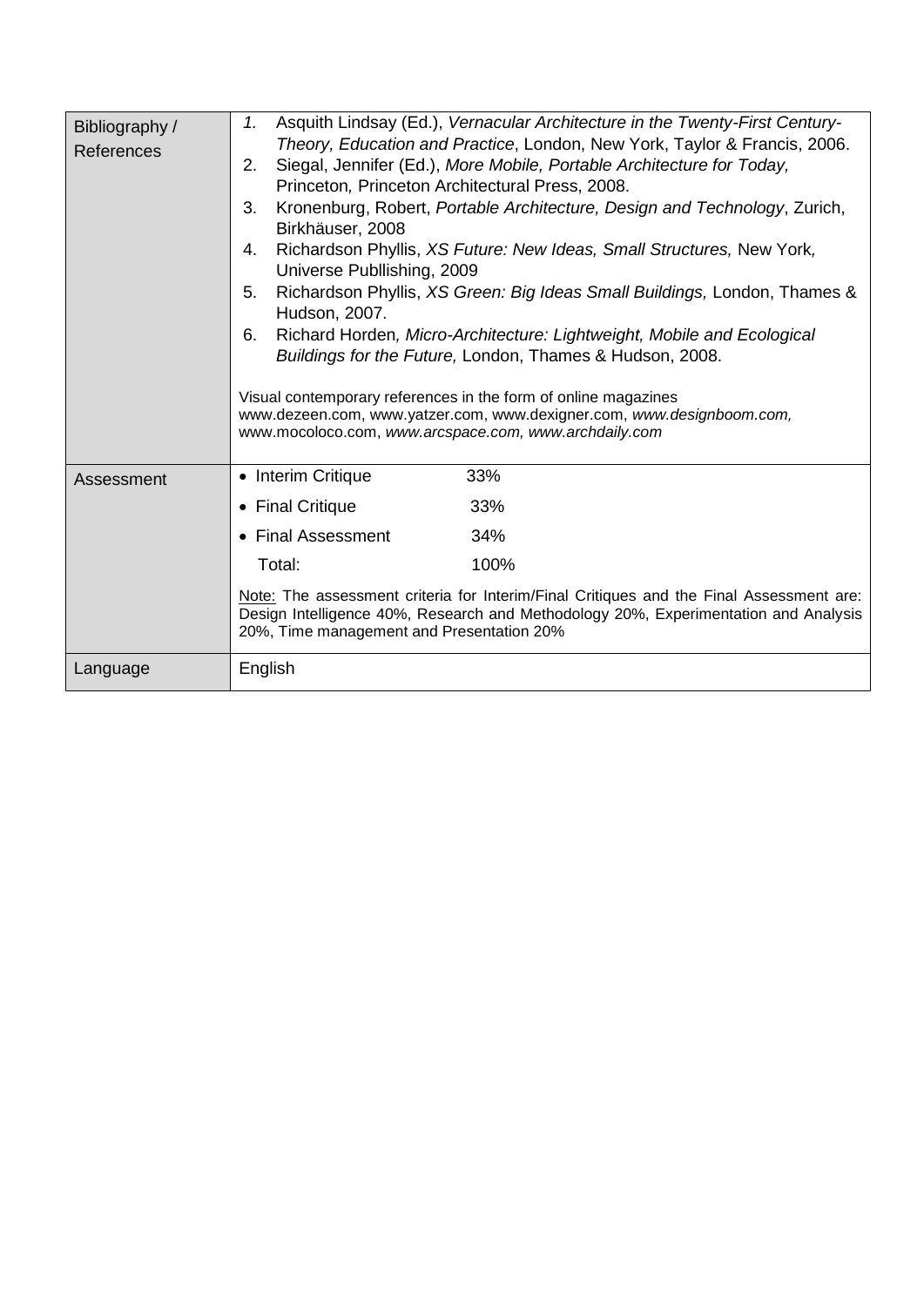| | |
|---|---|
| Bibliography / References | 1. Asquith Lindsay (Ed.), *Vernacular Architecture in the Twenty-First Century-Theory, Education and Practice*, London, New York, Taylor & Francis, 2006.<br>2. Siegal, Jennifer (Ed.), *More Mobile, Portable Architecture for Today,* Princeton*,* Princeton Architectural Press, 2008.<br>3. Kronenburg, Robert, *Portable Architecture, Design and Technology*, Zurich, Birkhäuser, 2008<br>4. Richardson Phyllis, *XS Future: New Ideas, Small Structures,* New York*,* Universe Publlishing, 2009<br>5. Richardson Phyllis, *XS Green: Big Ideas Small Buildings,* London, Thames & Hudson, 2007.<br>6. Richard Horden*, Micro-Architecture: Lightweight, Mobile and Ecological Buildings for the Future,* London, Thames & Hudson, 2008.<br><br>Visual contemporary references in the form of online magazines<br>www.dezeen.com, www.yatzer.com, www.dexigner.com, *www.designboom.com,* www.mocoloco.com, *www.arcspace.com, www.archdaily.com* |
| Assessment | • Interim Critique 33%<br>• Final Critique 33%<br>• Final Assessment 34%<br>Total: 100%<br><br>Note: The assessment criteria for Interim/Final Critiques and the Final Assessment are: Design Intelligence 40%, Research and Methodology 20%, Experimentation and Analysis 20%, Time management and Presentation 20% |
| Language | English |